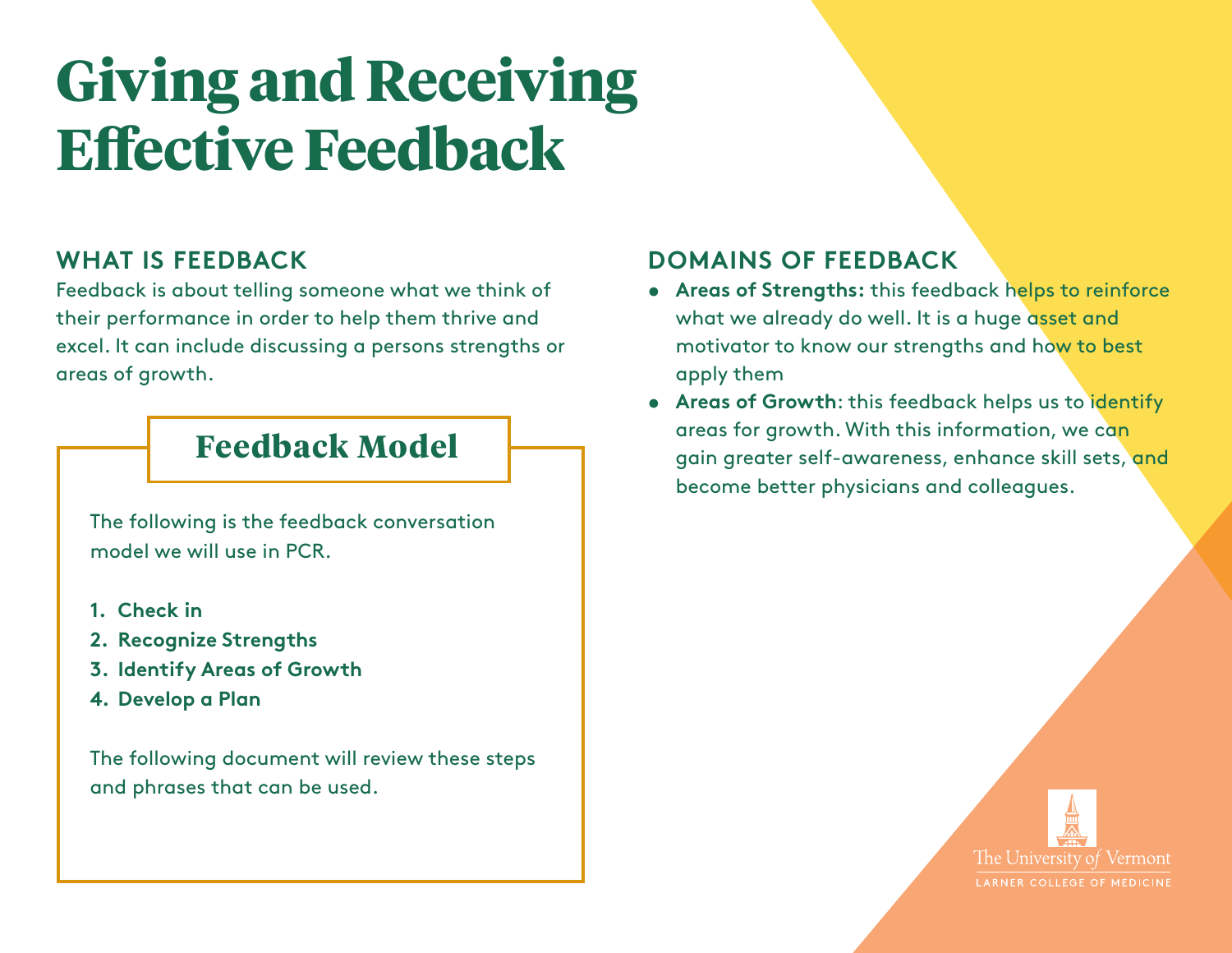# Giving and Receiving Effective Feedback

## WHAT IS FEEDBACK

Feedback is about telling someone what we think of their performance in order to help them thrive and excel. It can include discussing a persons strengths or areas of growth.

## Feedback Model

The following is the feedback conversation model we will use in PCR.

1. **Check in**
2. **Recognize Strengths**
3. **Identify Areas of Growth**
4. **Develop a Plan**

The following document will review these steps and phrases that can be used.

## DOMAINS OF FEEDBACK

- **Areas of Strengths:** this feedback helps to reinforce what we already do well. It is a huge asset and motivator to know our strengths and how to best apply them
- **Areas of Growth**: this feedback helps us to identify areas for growth. With this information, we can gain greater self-awareness, enhance skill sets, and become better physicians and colleagues.

The University of Vermont
LARNER COLLEGE OF MEDICINE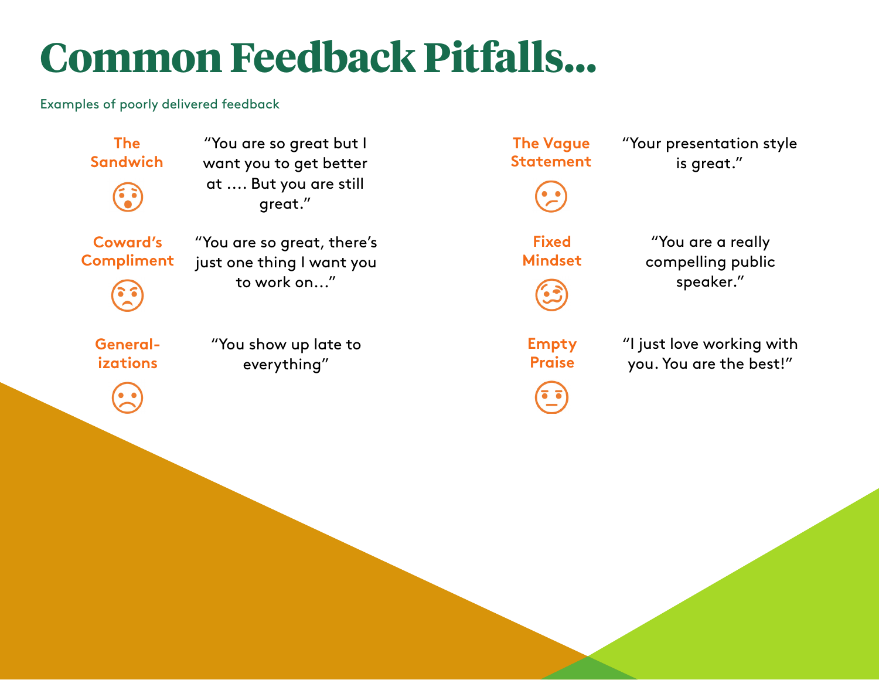# Common Feedback Pitfalls...

Examples of poorly delivered feedback

**The Sandwich**

"You are so great but I want you to get better at .... But you are still great."

**Coward's Compliment**

"You are so great, there's just one thing I want you to work on..."

**Generalizations**

"You show up late to everything"

**The Vague Statement**

"Your presentation style is great."

**Fixed Mindset**

"You are a really compelling public speaker."

**Empty Praise**

"I just love working with you. You are the best!"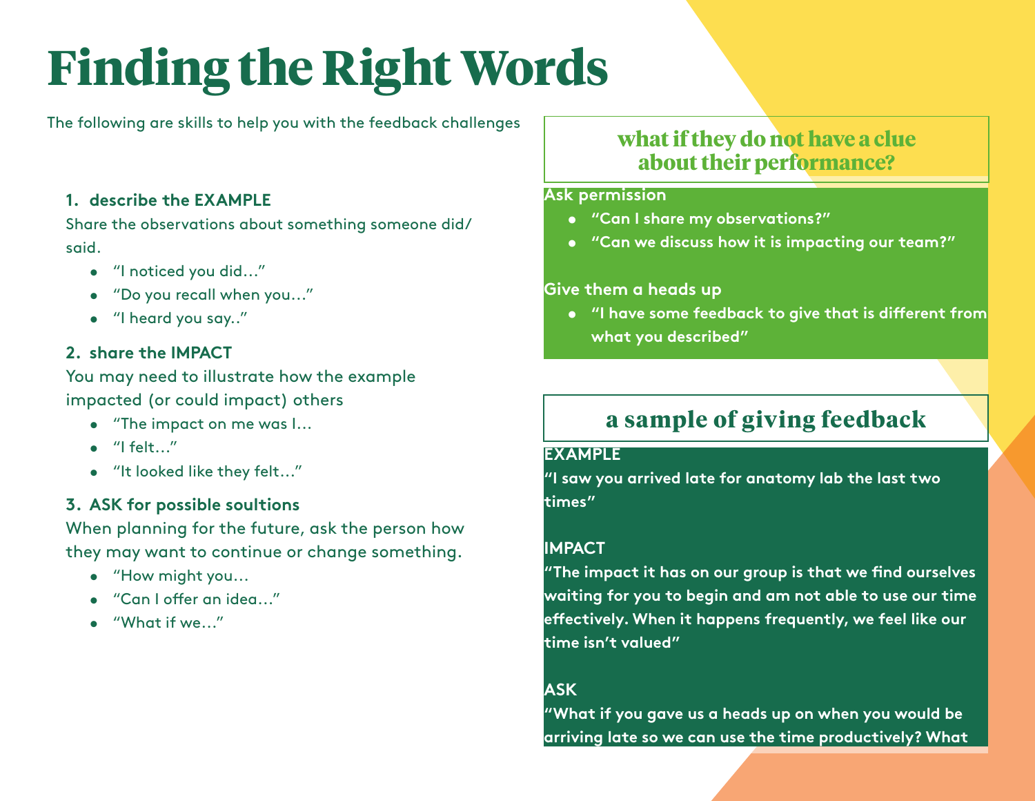# Finding the Right Words

The following are skills to help you with the feedback challenges

1. **describe the EXAMPLE**

   Share the observations about something someone did/said.

   - "I noticed you did…"
   - "Do you recall when you…"
   - "I heard you say.."

2. **share the IMPACT**

   You may need to illustrate how the example impacted (or could impact) others

   - "The impact on me was I…
   - "I felt…"
   - "It looked like they felt…"

3. **ASK for possible soultions**

   When planning for the future, ask the person how they may want to continue or change something.

   - "How might you…
   - "Can I offer an idea…"
   - "What if we…"

## what if they do not have a clue about their performance?

**Ask permission**

- **"Can I share my observations?"**
- **"Can we discuss how it is impacting our team?"**

**Give them a heads up**

- **"I have some feedback to give that is different from what you described"**

## a sample of giving feedback

**EXAMPLE**

**"I saw you arrived late for anatomy lab the last two times"**

**IMPACT**

**"The impact it has on our group is that we find ourselves waiting for you to begin and am not able to use our time effectively. When it happens frequently, we feel like our time isn't valued"**

**ASK**

**"What if you gave us a heads up on when you would be arriving late so we can use the time productively? What**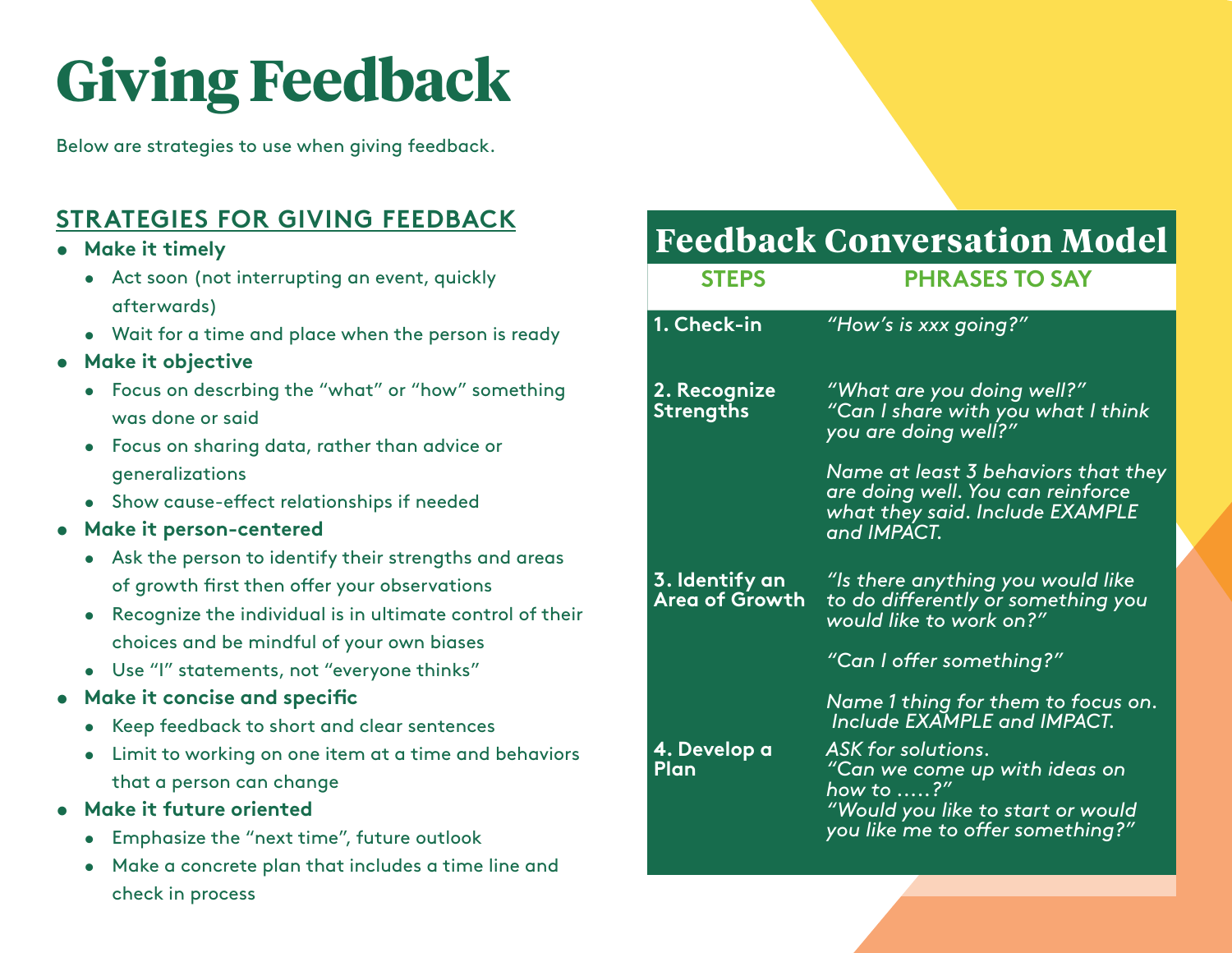# Giving Feedback

Below are strategies to use when giving feedback.

## STRATEGIES FOR GIVING FEEDBACK

- **Make it timely**
  - Act soon (not interrupting an event, quickly afterwards)
  - Wait for a time and place when the person is ready
- **Make it objective**
  - Focus on descrbing the "what" or "how" something was done or said
  - Focus on sharing data, rather than advice or generalizations
  - Show cause-effect relationships if needed
- **Make it person-centered**
  - Ask the person to identify their strengths and areas of growth first then offer your observations
  - Recognize the individual is in ultimate control of their choices and be mindful of your own biases
  - Use "I" statements, not "everyone thinks"
- **Make it concise and specific**
  - Keep feedback to short and clear sentences
  - Limit to working on one item at a time and behaviors that a person can change
- **Make it future oriented**
  - Emphasize the "next time", future outlook
  - Make a concrete plan that includes a time line and check in process

## Feedback Conversation Model

| STEPS | PHRASES TO SAY |
|---|---|
| **1. Check-in** | *"How's is xxx going?"* |
| **2. Recognize Strengths** | *"What are you doing well?"* *"Can I share with you what I think you are doing well?"* <br><br> *Name at least 3 behaviors that they are doing well. You can reinforce what they said. Include EXAMPLE and IMPACT.* |
| **3. Identify an Area of Growth** | *"Is there anything you would like to do differently or something you would like to work on?"* <br><br> *"Can I offer something?"* <br><br> *Name 1 thing for them to focus on. Include EXAMPLE and IMPACT.* |
| **4. Develop a Plan** | *ASK for solutions.* *"Can we come up with ideas on how to .....?"* *"Would you like to start or would you like me to offer something?"* |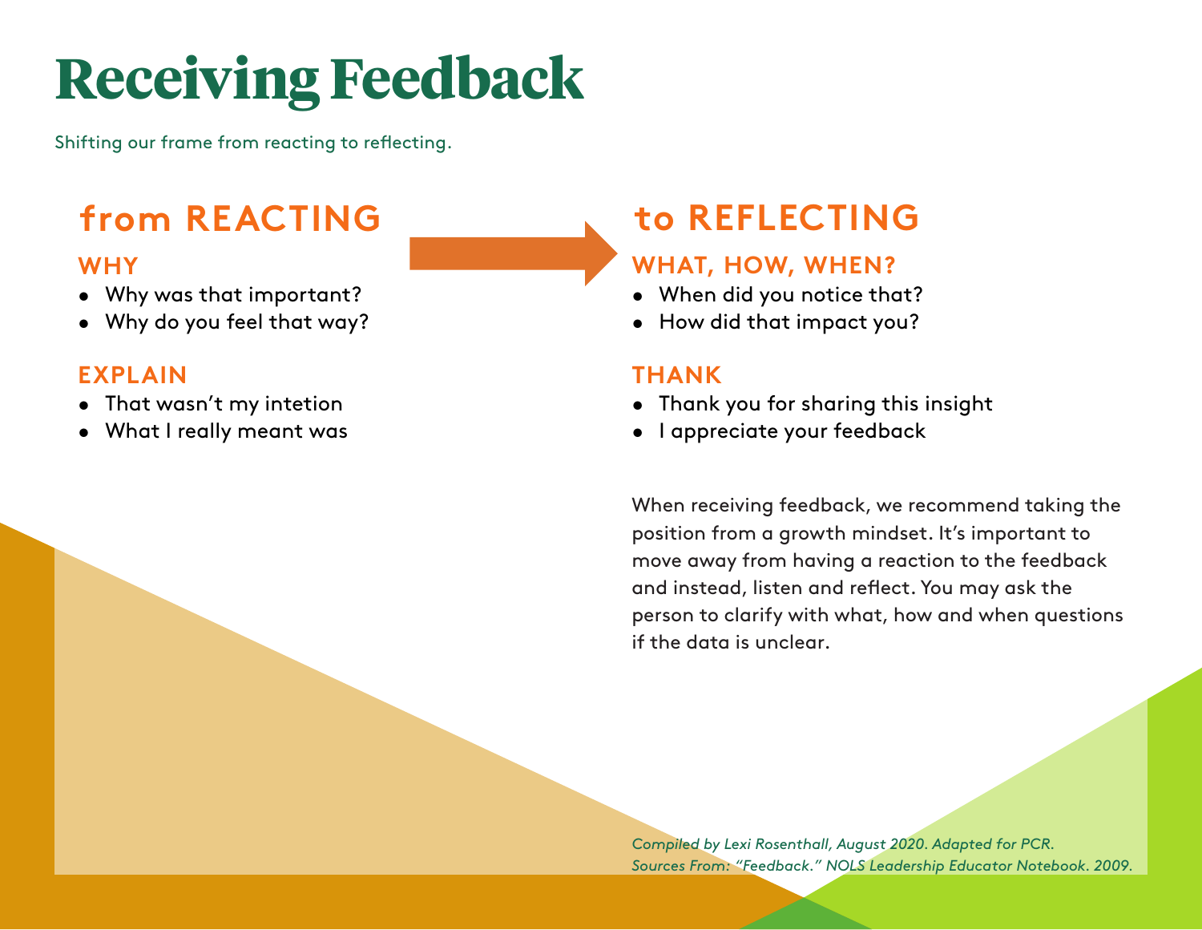# Receiving Feedback

Shifting our frame from reacting to reflecting.

## from REACTING

### WHY

- Why was that important?
- Why do you feel that way?

### EXPLAIN

- That wasn't my intetion
- What I really meant was

## to REFLECTING

### WHAT, HOW, WHEN?

- When did you notice that?
- How did that impact you?

### THANK

- Thank you for sharing this insight
- I appreciate your feedback

When receiving feedback, we recommend taking the position from a growth mindset. It's important to move away from having a reaction to the feedback and instead, listen and reflect. You may ask the person to clarify with what, how and when questions if the data is unclear.

*Compiled by Lexi Rosenthall, August 2020. Adapted for PCR.*
*Sources From: "Feedback." NOLS Leadership Educator Notebook. 2009.*